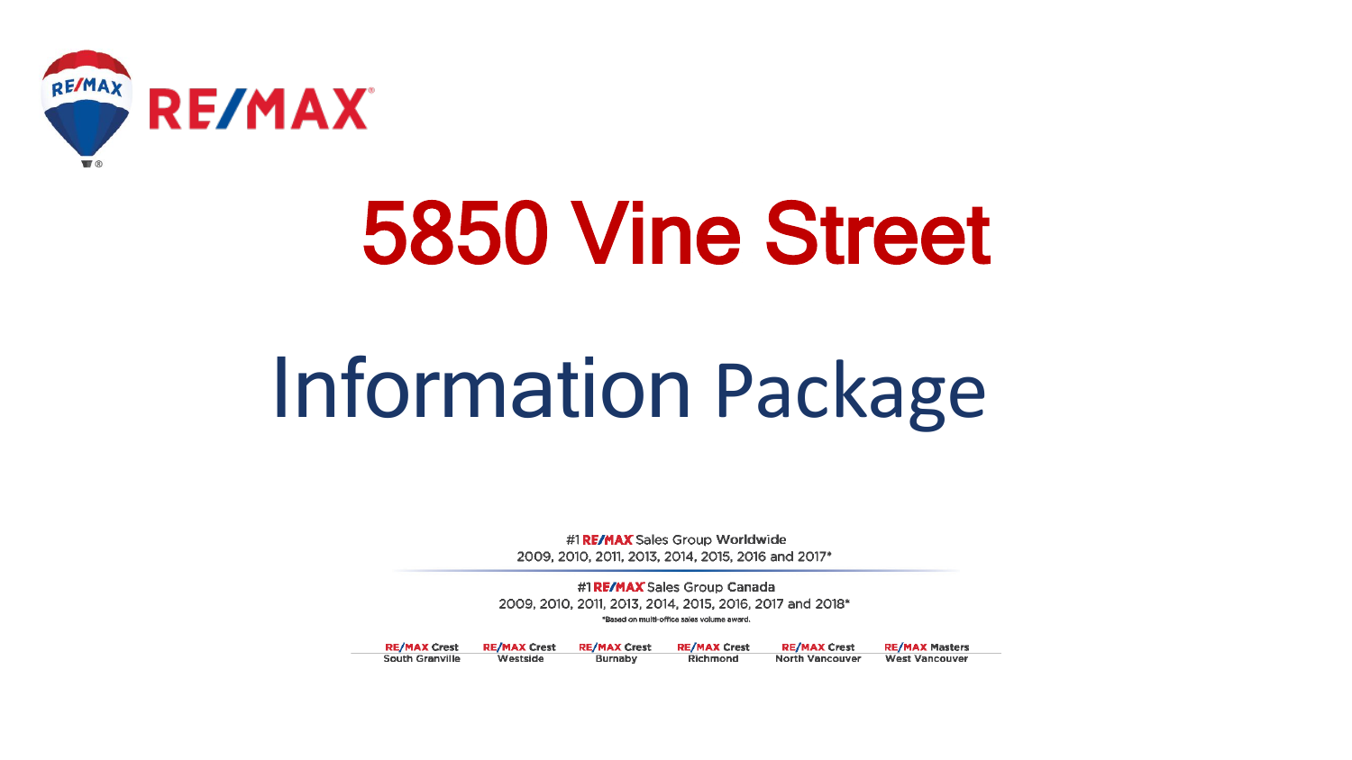RE/MAX

# 5850 Vine Street

# Information Package

#1 RE/MAX Sales Group Worldwide
2009, 2010, 2011, 2013, 2014, 2015, 2016 and 2017*

#1 RE/MAX Sales Group Canada
2009, 2010, 2011, 2013, 2014, 2015, 2016, 2017 and 2018*

*Based on multi-office sales volume award.

RE/MAX Crest South Granville | RE/MAX Crest Westside | RE/MAX Crest Burnaby | RE/MAX Crest Richmond | RE/MAX Crest North Vancouver | RE/MAX Masters West Vancouver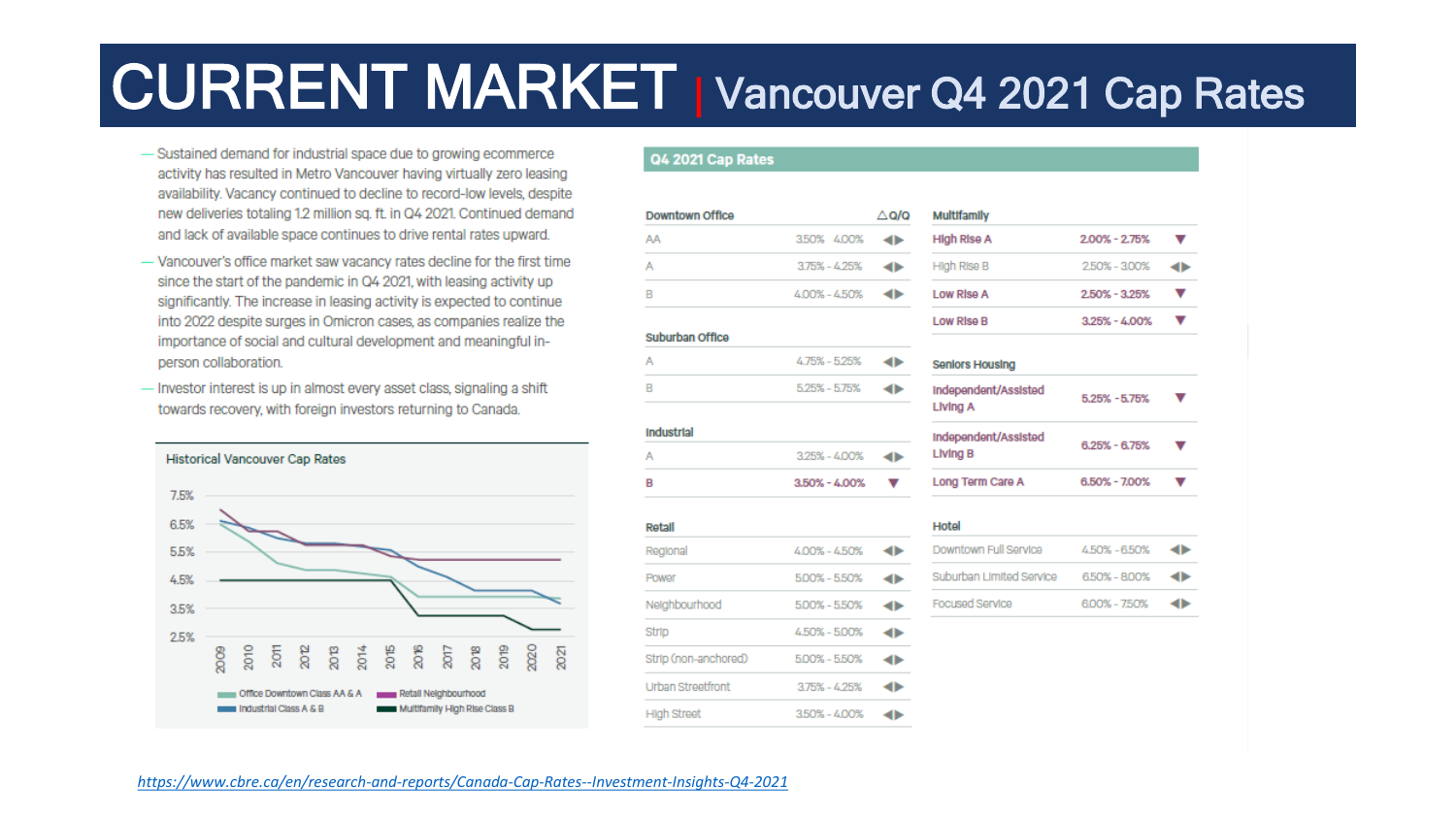# CURRENT MARKET | Vancouver Q4 2021 Cap Rates

- Sustained demand for industrial space due to growing ecommerce activity has resulted in Metro Vancouver having virtually zero leasing availability. Vacancy continued to decline to record-low levels, despite new deliveries totaling 1.2 million sq. ft. in Q4 2021. Continued demand and lack of available space continues to drive rental rates upward.
- Vancouver's office market saw vacancy rates decline for the first time since the start of the pandemic in Q4 2021, with leasing activity up significantly. The increase in leasing activity is expected to continue into 2022 despite surges in Omicron cases, as companies realize the importance of social and cultural development and meaningful in-person collaboration.
- Investor interest is up in almost every asset class, signaling a shift towards recovery, with foreign investors returning to Canada.

**Historical Vancouver Cap Rates**

Legend: Office Downtown Class AA & A; Retail Neighbourhood; Industrial Class A & B; Multifamily High Rise Class B

**Q4 2021 Cap Rates**

| Downtown Office | | △Q/Q |
|---|---|---|
| AA | 3.50% - 4.00% | ◀▶ |
| A | 3.75% - 4.25% | ◀▶ |
| B | 4.00% - 4.50% | ◀▶ |
| **Suburban Office** | | |
| A | 4.75% - 5.25% | ◀▶ |
| B | 5.25% - 5.75% | ◀▶ |
| **Industrial** | | |
| A | 3.25% - 4.00% | ◀▶ |
| **B** | **3.50% - 4.00%** | ▼ |
| **Retail** | | |
| Regional | 4.00% - 4.50% | ◀▶ |
| Power | 5.00% - 5.50% | ◀▶ |
| Neighbourhood | 5.00% - 5.50% | ◀▶ |
| Strip | 4.50% - 5.00% | ◀▶ |
| Strip (non-anchored) | 5.00% - 5.50% | ◀▶ |
| Urban Streetfront | 3.75% - 4.25% | ◀▶ |
| High Street | 3.50% - 4.00% | ◀▶ |

| Multifamily | | |
|---|---|---|
| **High Rise A** | **2.00% - 2.75%** | ▼ |
| High Rise B | 2.50% - 3.00% | ◀▶ |
| **Low Rise A** | **2.50% - 3.25%** | ▼ |
| **Low Rise B** | **3.25% - 4.00%** | ▼ |
| **Seniors Housing** | | |
| **Independent/Assisted Living A** | **5.25% - 5.75%** | ▼ |
| **Independent/Assisted Living B** | **6.25% - 6.75%** | ▼ |
| **Long Term Care A** | **6.50% - 7.00%** | ▼ |
| **Hotel** | | |
| Downtown Full Service | 4.50% - 6.50% | ◀▶ |
| Suburban Limited Service | 6.50% - 8.00% | ◀▶ |
| Focused Service | 6.00% - 7.50% | ◀▶ |

https://www.cbre.ca/en/research-and-reports/Canada-Cap-Rates--Investment-Insights-Q4-2021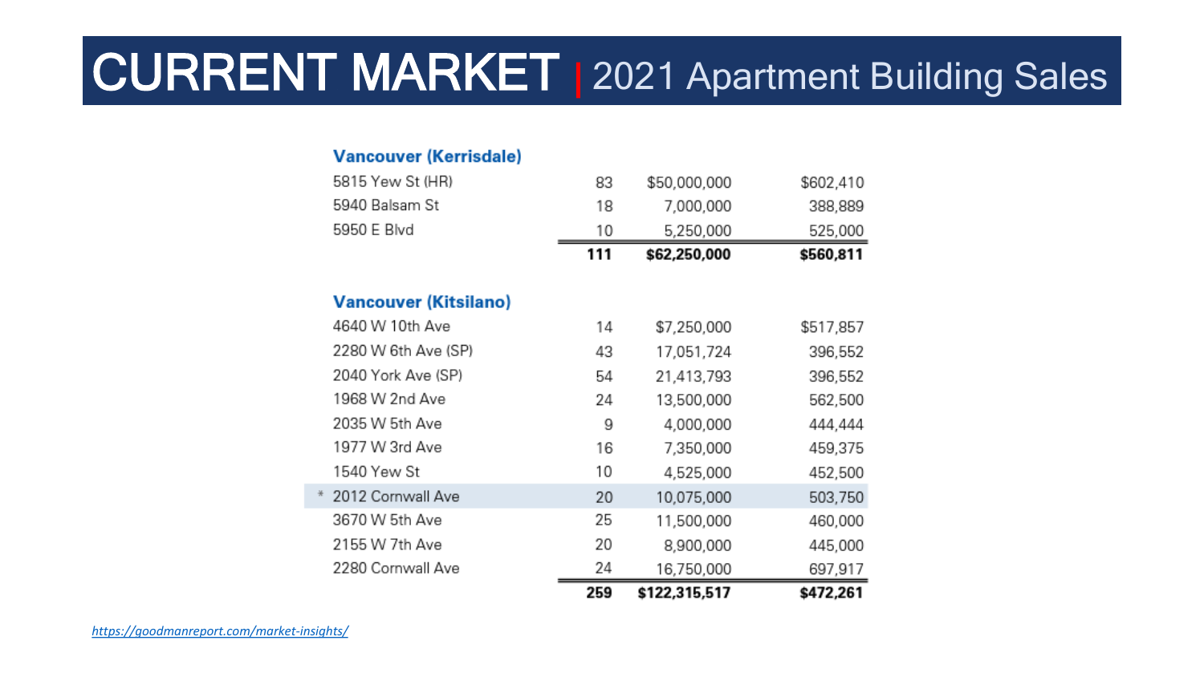# CURRENT MARKET | 2021 Apartment Building Sales

| Vancouver (Kerrisdale) | | | |
|---|---|---|---|
| 5815 Yew St (HR) | 83 | $50,000,000 | $602,410 |
| 5940 Balsam St | 18 | 7,000,000 | 388,889 |
| 5950 E Blvd | 10 | 5,250,000 | 525,000 |
| | **111** | **$62,250,000** | **$560,811** |

| Vancouver (Kitsilano) | | | |
|---|---|---|---|
| 4640 W 10th Ave | 14 | $7,250,000 | $517,857 |
| 2280 W 6th Ave (SP) | 43 | 17,051,724 | 396,552 |
| 2040 York Ave (SP) | 54 | 21,413,793 | 396,552 |
| 1968 W 2nd Ave | 24 | 13,500,000 | 562,500 |
| 2035 W 5th Ave | 9 | 4,000,000 | 444,444 |
| 1977 W 3rd Ave | 16 | 7,350,000 | 459,375 |
| 1540 Yew St | 10 | 4,525,000 | 452,500 |
| * 2012 Cornwall Ave | 20 | 10,075,000 | 503,750 |
| 3670 W 5th Ave | 25 | 11,500,000 | 460,000 |
| 2155 W 7th Ave | 20 | 8,900,000 | 445,000 |
| 2280 Cornwall Ave | 24 | 16,750,000 | 697,917 |
| | **259** | **$122,315,517** | **$472,261** |

*https://goodmanreport.com/market-insights/*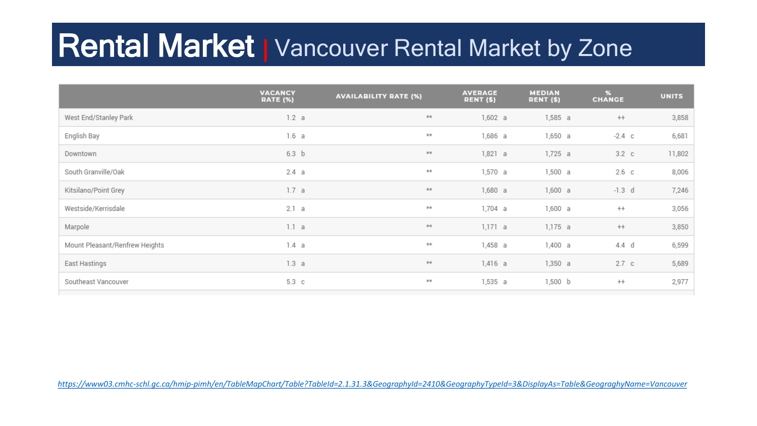# Rental Market | Vancouver Rental Market by Zone

| | VACANCY RATE (%) | AVAILABILITY RATE (%) | AVERAGE RENT ($) | MEDIAN RENT ($) | % CHANGE | UNITS |
|---|---|---|---|---|---|---|
| West End/Stanley Park | 1.2 a | ** | 1,602 a | 1,585 a | ++ | 3,858 |
| English Bay | 1.6 a | ** | 1,686 a | 1,650 a | -2.4 c | 6,681 |
| Downtown | 6.3 b | ** | 1,821 a | 1,725 a | 3.2 c | 11,802 |
| South Granville/Oak | 2.4 a | ** | 1,570 a | 1,500 a | 2.6 c | 8,006 |
| Kitsilano/Point Grey | 1.7 a | ** | 1,680 a | 1,600 a | -1.3 d | 7,246 |
| Westside/Kerrisdale | 2.1 a | ** | 1,704 a | 1,600 a | ++ | 3,056 |
| Marpole | 1.1 a | ** | 1,171 a | 1,175 a | ++ | 3,850 |
| Mount Pleasant/Renfrew Heights | 1.4 a | ** | 1,458 a | 1,400 a | 4.4 d | 6,599 |
| East Hastings | 1.3 a | ** | 1,416 a | 1,350 a | 2.7 c | 5,689 |
| Southeast Vancouver | 5.3 c | ** | 1,535 a | 1,500 b | ++ | 2,977 |

*https://www03.cmhc-schl.gc.ca/hmip-pimh/en/TableMapChart/Table?TableId=2.1.31.3&GeographyId=2410&GeographyTypeId=3&DisplayAs=Table&GeograghyName=Vancouver*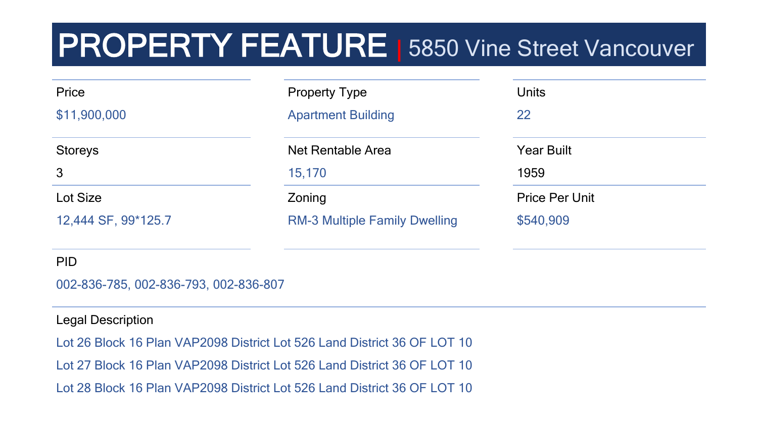# PROPERTY FEATURE | 5850 Vine Street Vancouver

| Price | Property Type | Units |
| --- | --- | --- |
| $11,900,000 | Apartment Building | 22 |

| Storeys | Net Rentable Area | Year Built |
| --- | --- | --- |
| 3 | 15,170 | 1959 |

| Lot Size | Zoning | Price Per Unit |
| --- | --- | --- |
| 12,444 SF, 99*125.7 | RM-3 Multiple Family Dwelling | $540,909 |

**PID**

002-836-785, 002-836-793, 002-836-807

**Legal Description**

Lot 26 Block 16 Plan VAP2098 District Lot 526 Land District 36 OF LOT 10

Lot 27 Block 16 Plan VAP2098 District Lot 526 Land District 36 OF LOT 10

Lot 28 Block 16 Plan VAP2098 District Lot 526 Land District 36 OF LOT 10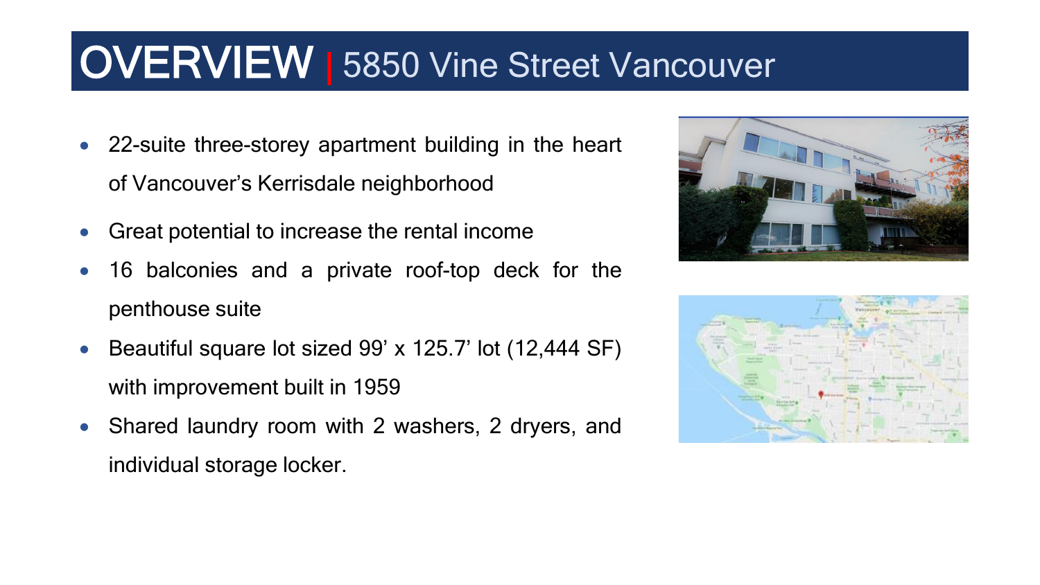# OVERVIEW | 5850 Vine Street Vancouver

- 22-suite three-storey apartment building in the heart of Vancouver's Kerrisdale neighborhood
- Great potential to increase the rental income
- 16 balconies and a private roof-top deck for the penthouse suite
- Beautiful square lot sized 99' x 125.7' lot (12,444 SF) with improvement built in 1959
- Shared laundry room with 2 washers, 2 dryers, and individual storage locker.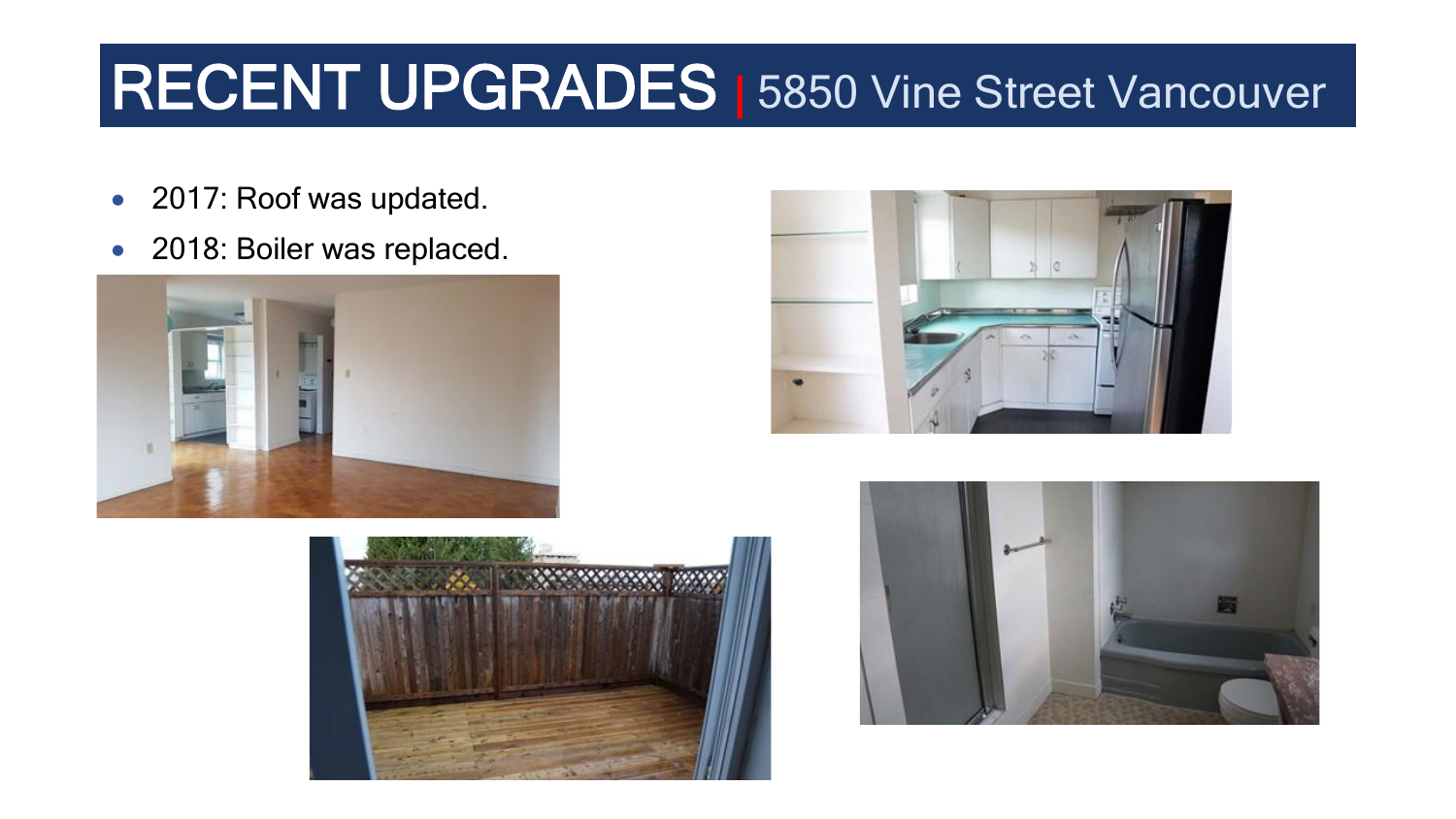# RECENT UPGRADES | 5850 Vine Street Vancouver

- 2017: Roof was updated.
- 2018: Boiler was replaced.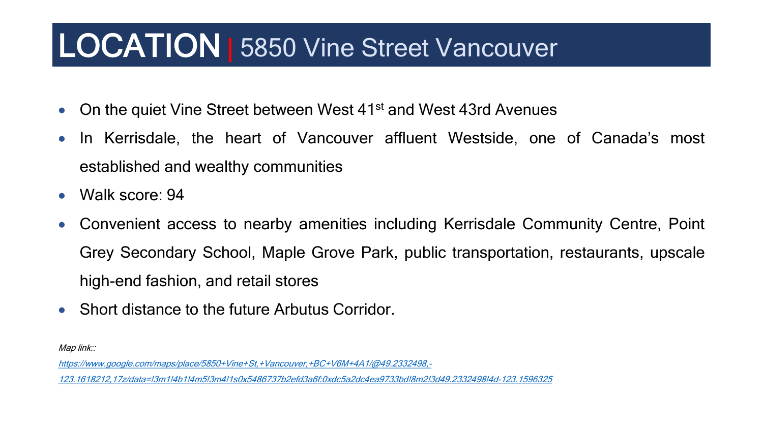# LOCATION | 5850 Vine Street Vancouver

- On the quiet Vine Street between West 41st and West 43rd Avenues
- In Kerrisdale, the heart of Vancouver affluent Westside, one of Canada's most established and wealthy communities
- Walk score: 94
- Convenient access to nearby amenities including Kerrisdale Community Centre, Point Grey Secondary School, Maple Grove Park, public transportation, restaurants, upscale high-end fashion, and retail stores
- Short distance to the future Arbutus Corridor.

*Map link::*

*https://www.google.com/maps/place/5850+Vine+St,+Vancouver,+BC+V6M+4A1/@49.2332498,-123.1618212,17z/data=!3m1!4b1!4m5!3m4!1s0x5486737b2efd3a6f:0xdc5a2dc4ea9733bd!8m2!3d49.2332498!4d-123.1596325*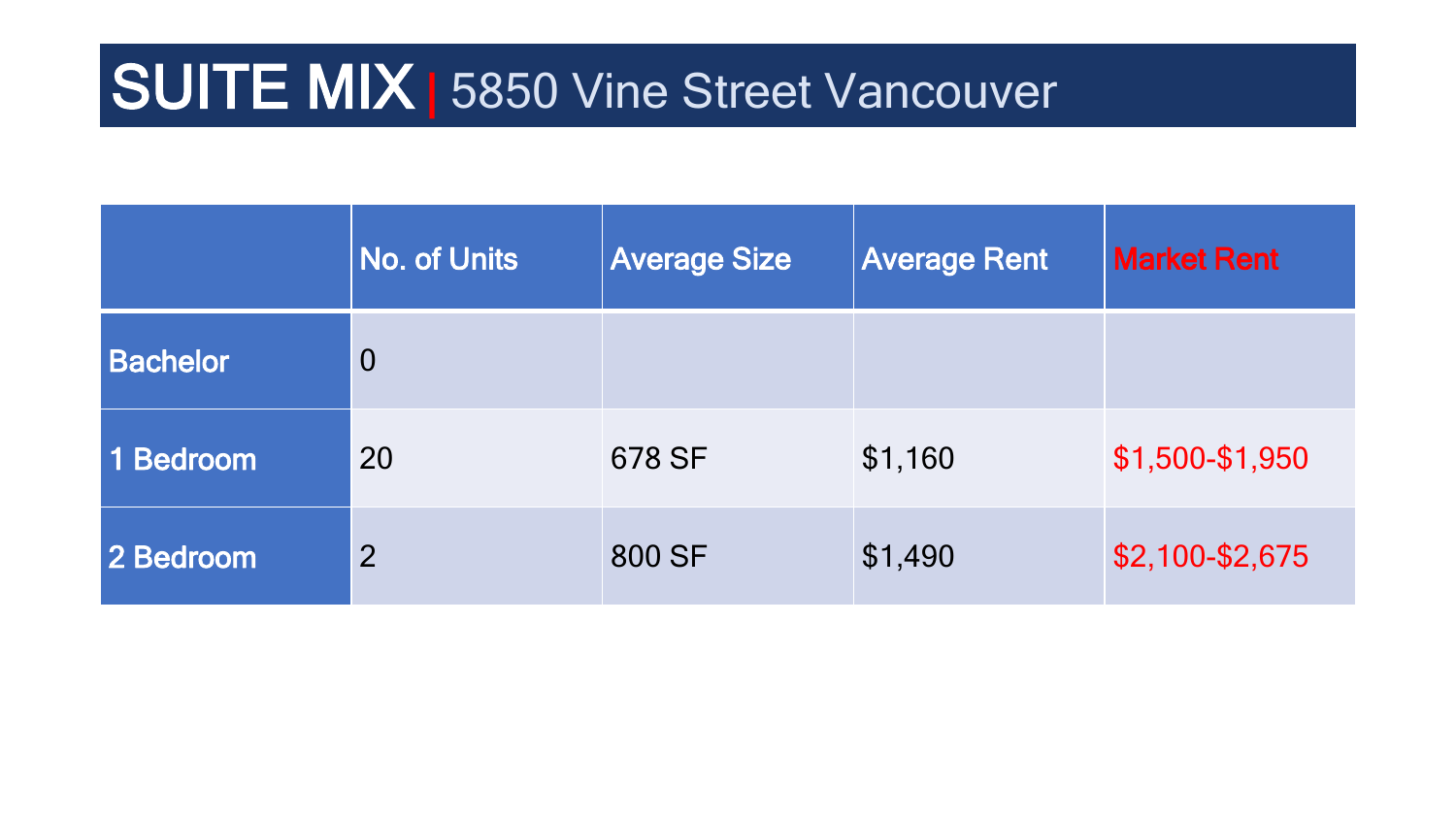# SUITE MIX | 5850 Vine Street Vancouver

| | No. of Units | Average Size | Average Rent | Market Rent |
|---|---|---|---|---|
| Bachelor | 0 | | | |
| 1 Bedroom | 20 | 678 SF | $1,160 | $1,500-$1,950 |
| 2 Bedroom | 2 | 800 SF | $1,490 | $2,100-$2,675 |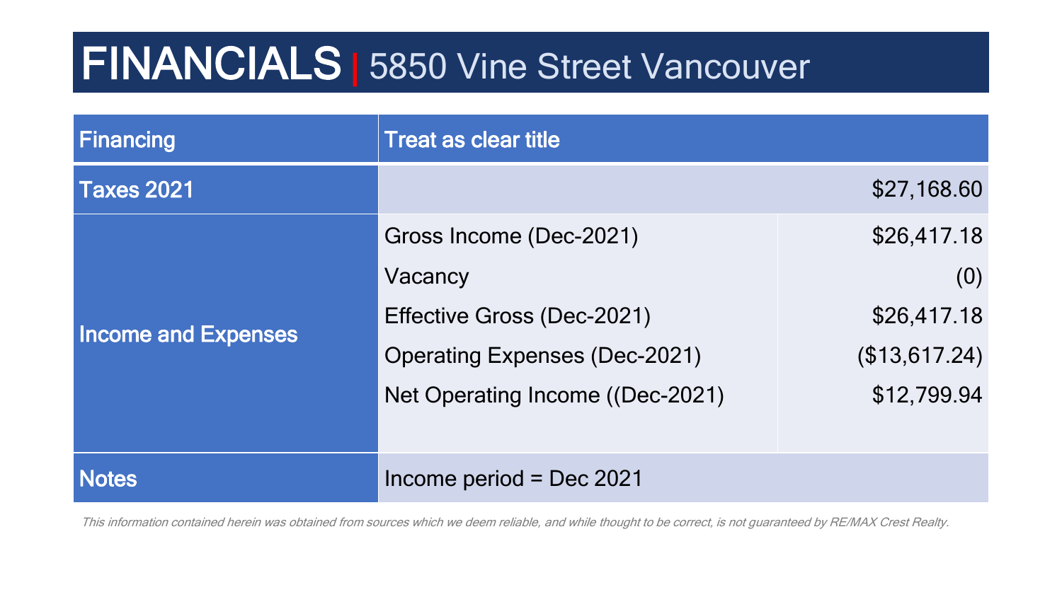# FINANCIALS | 5850 Vine Street Vancouver

| Financing | Treat as clear title | |
|---|---|---|
| Taxes 2021 | | $27,168.60 |
| Income and Expenses | Gross Income (Dec-2021) | $26,417.18 |
| | Vacancy | (0) |
| | Effective Gross (Dec-2021) | $26,417.18 |
| | Operating Expenses (Dec-2021) | ($13,617.24) |
| | Net Operating Income ((Dec-2021) | $12,799.94 |
| Notes | Income period = Dec 2021 | |

*This information contained herein was obtained from sources which we deem reliable, and while thought to be correct, is not guaranteed by RE/MAX Crest Realty.*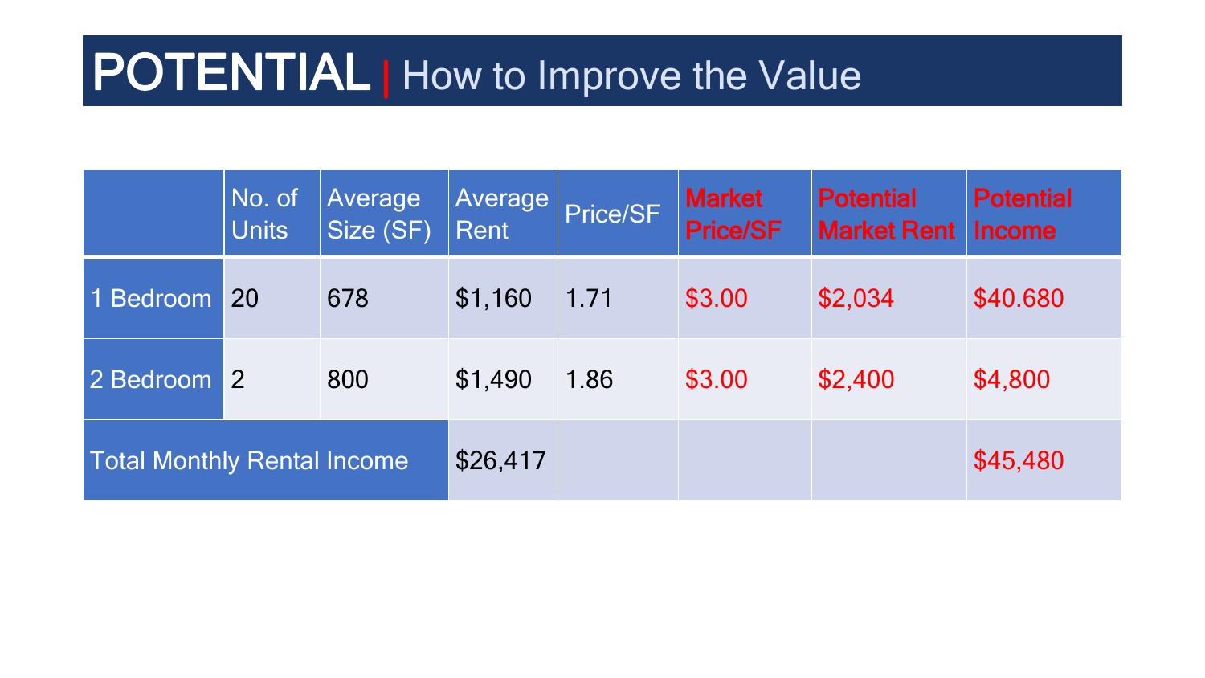# POTENTIAL | How to Improve the Value

| | No. of Units | Average Size (SF) | Average Rent | Price/SF | Market Price/SF | Potential Market Rent | Potential Income |
|---|---|---|---|---|---|---|---|
| 1 Bedroom | 20 | 678 | $1,160 | 1.71 | $3.00 | $2,034 | $40.680 |
| 2 Bedroom | 2 | 800 | $1,490 | 1.86 | $3.00 | $2,400 | $4,800 |
| Total Monthly Rental Income | | | $26,417 | | | | $45,480 |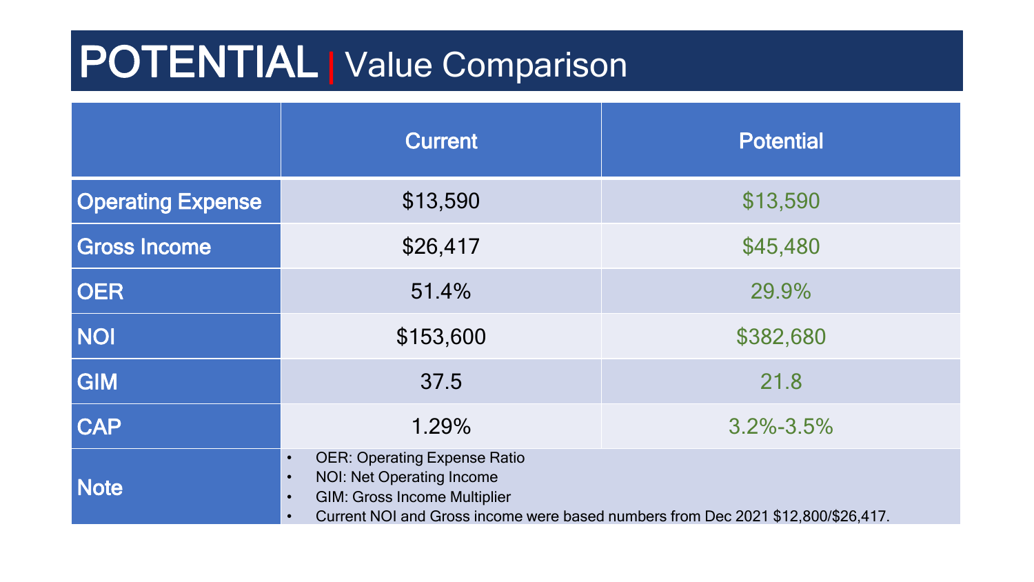# POTENTIAL | Value Comparison

| | Current | Potential |
|---|---|---|
| Operating Expense | $13,590 | $13,590 |
| Gross Income | $26,417 | $45,480 |
| OER | 51.4% | 29.9% |
| NOI | $153,600 | $382,680 |
| GIM | 37.5 | 21.8 |
| CAP | 1.29% | 3.2%-3.5% |
| Note | • OER: Operating Expense Ratio<br>• NOI: Net Operating Income<br>• GIM: Gross Income Multiplier<br>• Current NOI and Gross income were based numbers from Dec 2021 $12,800/$26,417. | |